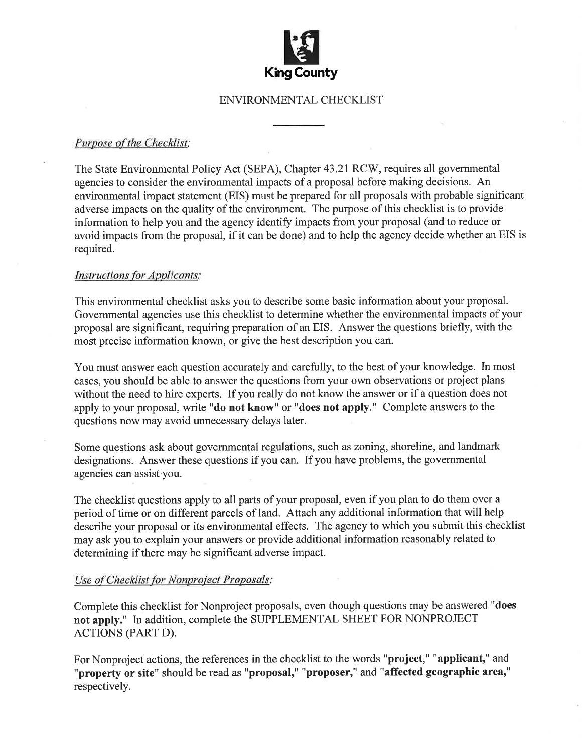King County

# ENVIRONMENTAL CHECKLIST

*Purpose of the Checklist:*

The State Environmental Policy Act (SEPA), Chapter 43.21 RCW, requires all governmental agencies to consider the environmental impacts of a proposal before making decisions. An environmental impact statement (EIS) must be prepared for all proposals with probable significant adverse impacts on the quality of the environment. The purpose of this checklist is to provide information to help you and the agency identify impacts from your proposal (and to reduce or avoid impacts from the proposal, if it can be done) and to help the agency decide whether an EIS is required.

*Instructions for Applicants:*

This environmental checklist asks you to describe some basic information about your proposal. Governmental agencies use this checklist to determine whether the environmental impacts of your proposal are significant, requiring preparation of an EIS. Answer the questions briefly, with the most precise information known, or give the best description you can.

You must answer each question accurately and carefully, to the best of your knowledge. In most cases, you should be able to answer the questions from your own observations or project plans without the need to hire experts. If you really do not know the answer or if a question does not apply to your proposal, write "**do not know**" or "**does not apply**." Complete answers to the questions now may avoid unnecessary delays later.

Some questions ask about governmental regulations, such as zoning, shoreline, and landmark designations. Answer these questions if you can. If you have problems, the governmental agencies can assist you.

The checklist questions apply to all parts of your proposal, even if you plan to do them over a period of time or on different parcels of land. Attach any additional information that will help describe your proposal or its environmental effects. The agency to which you submit this checklist may ask you to explain your answers or provide additional information reasonably related to determining if there may be significant adverse impact.

*Use of Checklist for Nonproject Proposals:*

Complete this checklist for Nonproject proposals, even though questions may be answered "**does not apply.**" In addition, complete the SUPPLEMENTAL SHEET FOR NONPROJECT ACTIONS (PART D).

For Nonproject actions, the references in the checklist to the words "**project**," "**applicant**," and "**property or site**" should be read as "**proposal,**" "**proposer,**" and "**affected geographic area,**" respectively.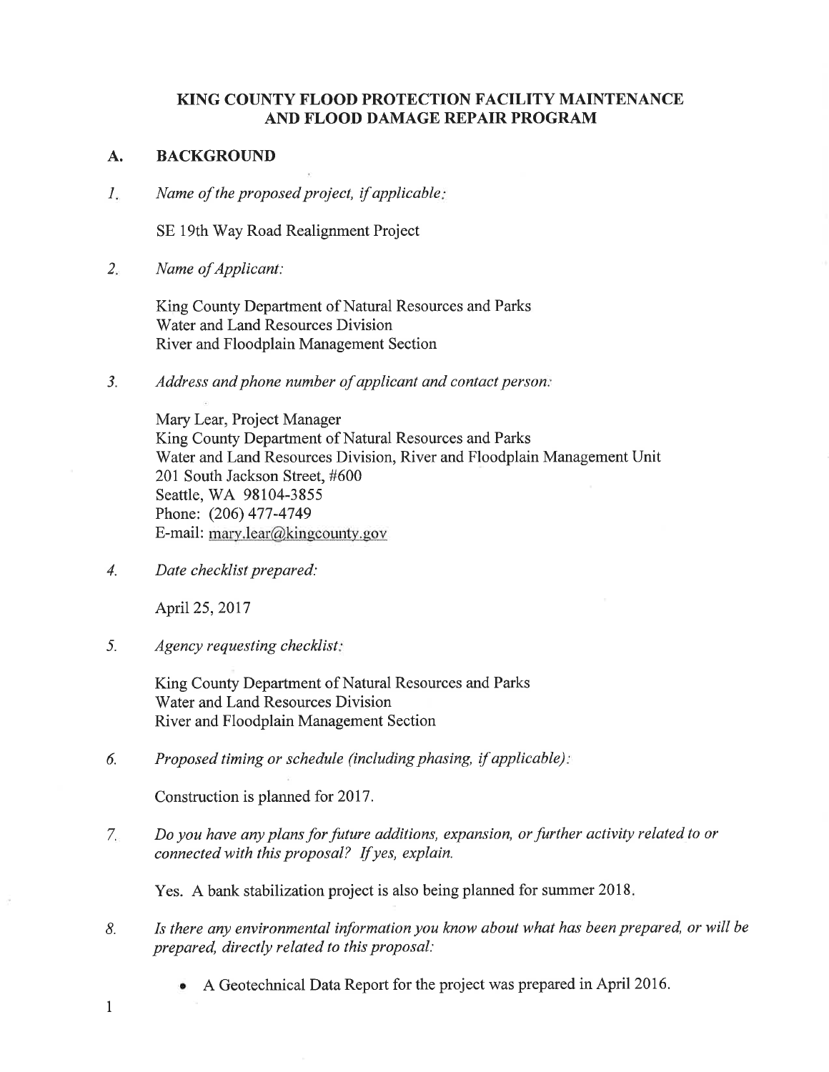# KING COUNTY FLOOD PROTECTION FACILITY MAINTENANCE AND FLOOD DAMAGE REPAIR PROGRAM

## A. BACKGROUND

1. *Name of the proposed project, if applicable:*

   SE 19th Way Road Realignment Project

2. *Name of Applicant:*

   King County Department of Natural Resources and Parks
   Water and Land Resources Division
   River and Floodplain Management Section

3. *Address and phone number of applicant and contact person:*

   Mary Lear, Project Manager
   King County Department of Natural Resources and Parks
   Water and Land Resources Division, River and Floodplain Management Unit
   201 South Jackson Street, #600
   Seattle, WA 98104-3855
   Phone: (206) 477-4749
   E-mail: mary.lear@kingcounty.gov

4. *Date checklist prepared:*

   April 25, 2017

5. *Agency requesting checklist:*

   King County Department of Natural Resources and Parks
   Water and Land Resources Division
   River and Floodplain Management Section

6. *Proposed timing or schedule (including phasing, if applicable):*

   Construction is planned for 2017.

7. *Do you have any plans for future additions, expansion, or further activity related to or connected with this proposal? If yes, explain.*

   Yes. A bank stabilization project is also being planned for summer 2018.

8. *Is there any environmental information you know about what has been prepared, or will be prepared, directly related to this proposal:*

   - A Geotechnical Data Report for the project was prepared in April 2016.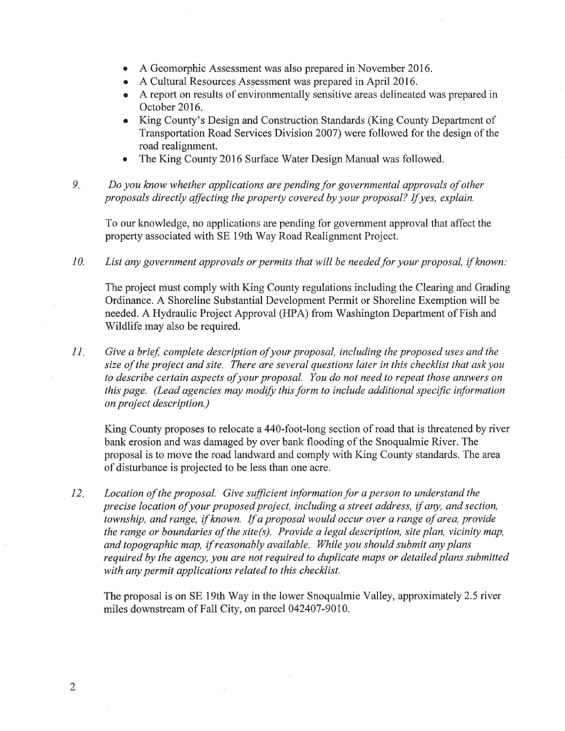- A Geomorphic Assessment was also prepared in November 2016.
- A Cultural Resources Assessment was prepared in April 2016.
- A report on results of environmentally sensitive areas delineated was prepared in October 2016.
- King County's Design and Construction Standards (King County Department of Transportation Road Services Division 2007) were followed for the design of the road realignment.
- The King County 2016 Surface Water Design Manual was followed.

9. *Do you know whether applications are pending for governmental approvals of other proposals directly affecting the property covered by your proposal? If yes, explain.*

   To our knowledge, no applications are pending for government approval that affect the property associated with SE 19th Way Road Realignment Project.

10. *List any government approvals or permits that will be needed for your proposal, if known:*

    The project must comply with King County regulations including the Clearing and Grading Ordinance. A Shoreline Substantial Development Permit or Shoreline Exemption will be needed. A Hydraulic Project Approval (HPA) from Washington Department of Fish and Wildlife may also be required.

11. *Give a brief, complete description of your proposal, including the proposed uses and the size of the project and site. There are several questions later in this checklist that ask you to describe certain aspects of your proposal. You do not need to repeat those answers on this page. (Lead agencies may modify this form to include additional specific information on project description.)*

    King County proposes to relocate a 440-foot-long section of road that is threatened by river bank erosion and was damaged by over bank flooding of the Snoqualmie River. The proposal is to move the road landward and comply with King County standards. The area of disturbance is projected to be less than one acre.

12. *Location of the proposal. Give sufficient information for a person to understand the precise location of your proposed project, including a street address, if any, and section, township, and range, if known. If a proposal would occur over a range of area, provide the range or boundaries of the site(s). Provide a legal description, site plan, vicinity map, and topographic map, if reasonably available. While you should submit any plans required by the agency, you are not required to duplicate maps or detailed plans submitted with any permit applications related to this checklist.*

    The proposal is on SE 19th Way in the lower Snoqualmie Valley, approximately 2.5 river miles downstream of Fall City, on parcel 042407-9010.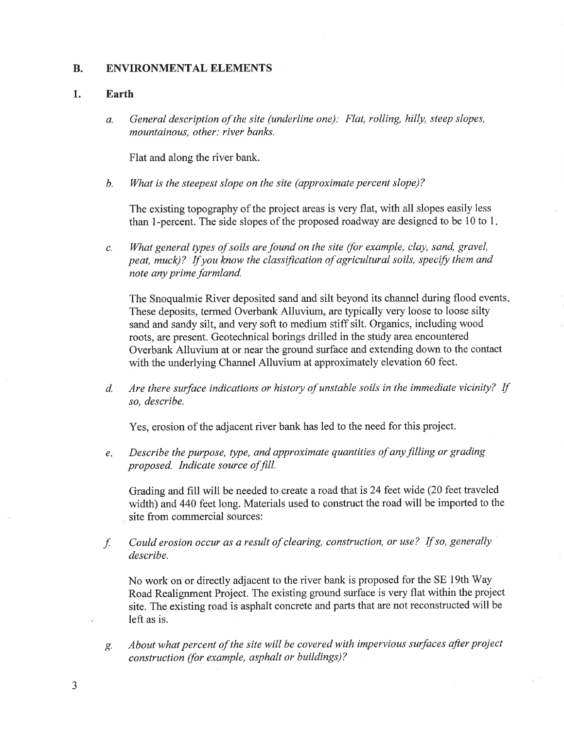## B. ENVIRONMENTAL ELEMENTS

### 1. Earth

a. *General description of the site (underline one): Flat, rolling, hilly, steep slopes, mountainous, other: river banks.*

Flat and along the river bank.

b. *What is the steepest slope on the site (approximate percent slope)?*

The existing topography of the project areas is very flat, with all slopes easily less than 1-percent. The side slopes of the proposed roadway are designed to be 10 to 1.

c. *What general types of soils are found on the site (for example, clay, sand, gravel, peat, muck)? If you know the classification of agricultural soils, specify them and note any prime farmland.*

The Snoqualmie River deposited sand and silt beyond its channel during flood events. These deposits, termed Overbank Alluvium, are typically very loose to loose silty sand and sandy silt, and very soft to medium stiff silt. Organics, including wood roots, are present. Geotechnical borings drilled in the study area encountered Overbank Alluvium at or near the ground surface and extending down to the contact with the underlying Channel Alluvium at approximately elevation 60 feet.

d. *Are there surface indications or history of unstable soils in the immediate vicinity? If so, describe.*

Yes, erosion of the adjacent river bank has led to the need for this project.

e. *Describe the purpose, type, and approximate quantities of any filling or grading proposed. Indicate source of fill.*

Grading and fill will be needed to create a road that is 24 feet wide (20 feet traveled width) and 440 feet long. Materials used to construct the road will be imported to the site from commercial sources:

f. *Could erosion occur as a result of clearing, construction, or use? If so, generally describe.*

No work on or directly adjacent to the river bank is proposed for the SE 19th Way Road Realignment Project. The existing ground surface is very flat within the project site. The existing road is asphalt concrete and parts that are not reconstructed will be left as is.

g. *About what percent of the site will be covered with impervious surfaces after project construction (for example, asphalt or buildings)?*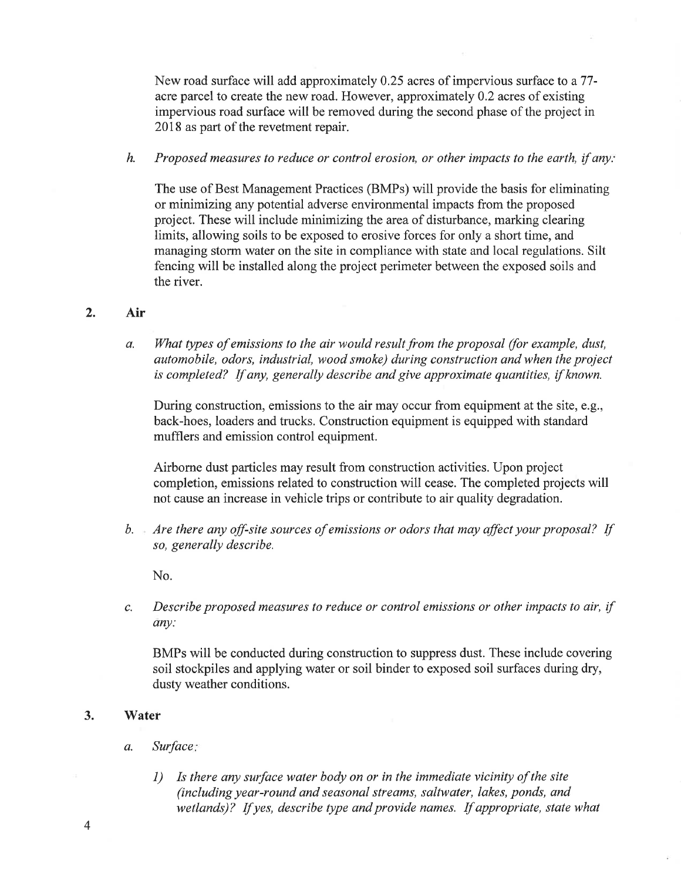New road surface will add approximately 0.25 acres of impervious surface to a 77-acre parcel to create the new road. However, approximately 0.2 acres of existing impervious road surface will be removed during the second phase of the project in 2018 as part of the revetment repair.

h. *Proposed measures to reduce or control erosion, or other impacts to the earth, if any:*

The use of Best Management Practices (BMPs) will provide the basis for eliminating or minimizing any potential adverse environmental impacts from the proposed project. These will include minimizing the area of disturbance, marking clearing limits, allowing soils to be exposed to erosive forces for only a short time, and managing storm water on the site in compliance with state and local regulations. Silt fencing will be installed along the project perimeter between the exposed soils and the river.

## 2. Air

a. *What types of emissions to the air would result from the proposal (for example, dust, automobile, odors, industrial, wood smoke) during construction and when the project is completed? If any, generally describe and give approximate quantities, if known.*

During construction, emissions to the air may occur from equipment at the site, e.g., back-hoes, loaders and trucks. Construction equipment is equipped with standard mufflers and emission control equipment.

Airborne dust particles may result from construction activities. Upon project completion, emissions related to construction will cease. The completed projects will not cause an increase in vehicle trips or contribute to air quality degradation.

b. *Are there any off-site sources of emissions or odors that may affect your proposal? If so, generally describe.*

No.

c. *Describe proposed measures to reduce or control emissions or other impacts to air, if any:*

BMPs will be conducted during construction to suppress dust. These include covering soil stockpiles and applying water or soil binder to exposed soil surfaces during dry, dusty weather conditions.

## 3. Water

a. *Surface:*

1) *Is there any surface water body on or in the immediate vicinity of the site (including year-round and seasonal streams, saltwater, lakes, ponds, and wetlands)? If yes, describe type and provide names. If appropriate, state what*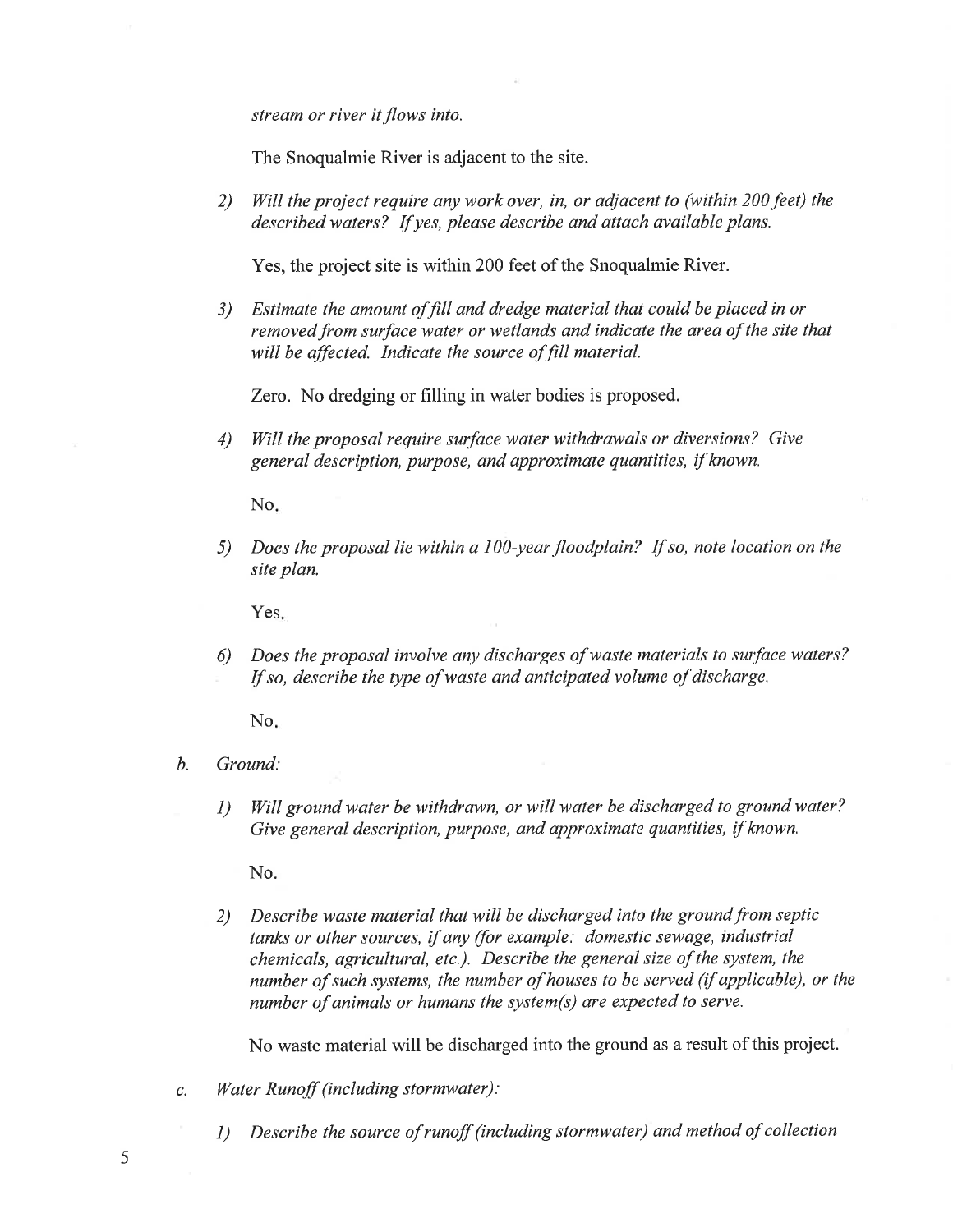*stream or river it flows into.*

The Snoqualmie River is adjacent to the site.

2) *Will the project require any work over, in, or adjacent to (within 200 feet) the described waters? If yes, please describe and attach available plans.*

   Yes, the project site is within 200 feet of the Snoqualmie River.

3) *Estimate the amount of fill and dredge material that could be placed in or removed from surface water or wetlands and indicate the area of the site that will be affected. Indicate the source of fill material.*

   Zero. No dredging or filling in water bodies is proposed.

4) *Will the proposal require surface water withdrawals or diversions? Give general description, purpose, and approximate quantities, if known.*

   No.

5) *Does the proposal lie within a 100-year floodplain? If so, note location on the site plan.*

   Yes.

6) *Does the proposal involve any discharges of waste materials to surface waters? If so, describe the type of waste and anticipated volume of discharge.*

   No.

b. *Ground:*

1) *Will ground water be withdrawn, or will water be discharged to ground water? Give general description, purpose, and approximate quantities, if known.*

   No.

2) *Describe waste material that will be discharged into the ground from septic tanks or other sources, if any (for example: domestic sewage, industrial chemicals, agricultural, etc.). Describe the general size of the system, the number of such systems, the number of houses to be served (if applicable), or the number of animals or humans the system(s) are expected to serve.*

   No waste material will be discharged into the ground as a result of this project.

c. *Water Runoff (including stormwater):*

1) *Describe the source of runoff (including stormwater) and method of collection*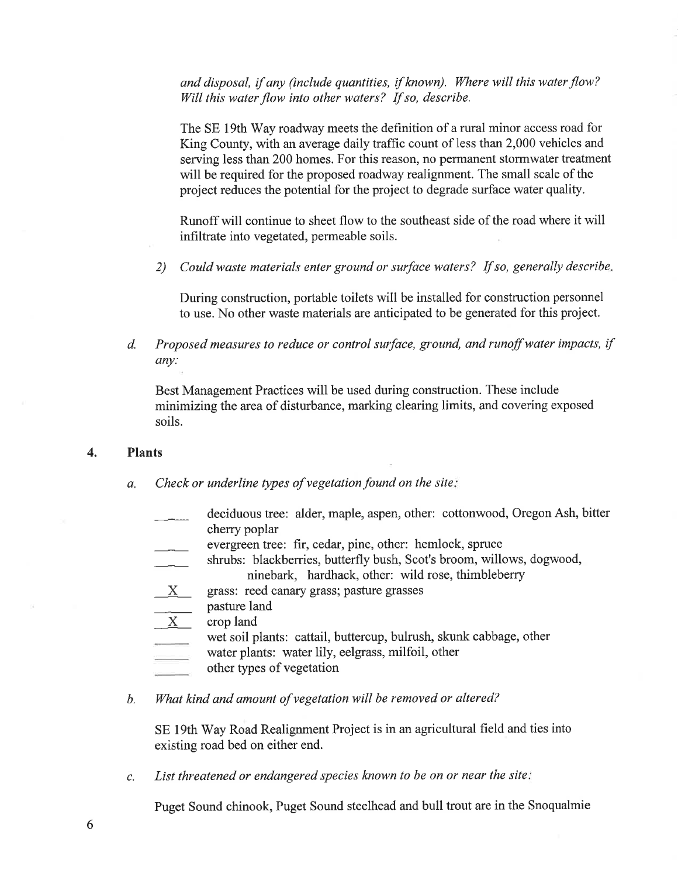*and disposal, if any (include quantities, if known). Where will this water flow? Will this water flow into other waters? If so, describe.*

The SE 19th Way roadway meets the definition of a rural minor access road for King County, with an average daily traffic count of less than 2,000 vehicles and serving less than 200 homes. For this reason, no permanent stormwater treatment will be required for the proposed roadway realignment. The small scale of the project reduces the potential for the project to degrade surface water quality.

Runoff will continue to sheet flow to the southeast side of the road where it will infiltrate into vegetated, permeable soils.

2) *Could waste materials enter ground or surface waters? If so, generally describe.*

During construction, portable toilets will be installed for construction personnel to use. No other waste materials are anticipated to be generated for this project.

d. *Proposed measures to reduce or control surface, ground, and runoff water impacts, if any:*

Best Management Practices will be used during construction. These include minimizing the area of disturbance, marking clearing limits, and covering exposed soils.

## 4. Plants

a. *Check or underline types of vegetation found on the site:*

- ____ deciduous tree: alder, maple, aspen, other: cottonwood, Oregon Ash, bitter cherry poplar
- ____ evergreen tree: fir, cedar, pine, other: hemlock, spruce
- ____ shrubs: blackberries, butterfly bush, Scot's broom, willows, dogwood, ninebark, hardhack, other: wild rose, thimbleberry
- \_X\_ grass: reed canary grass; pasture grasses
- ____ pasture land
- \_X\_ crop land
- ____ wet soil plants: cattail, buttercup, bulrush, skunk cabbage, other
- ____ water plants: water lily, eelgrass, milfoil, other
- ____ other types of vegetation

b. *What kind and amount of vegetation will be removed or altered?*

SE 19th Way Road Realignment Project is in an agricultural field and ties into existing road bed on either end.

c. *List threatened or endangered species known to be on or near the site:*

Puget Sound chinook, Puget Sound steelhead and bull trout are in the Snoqualmie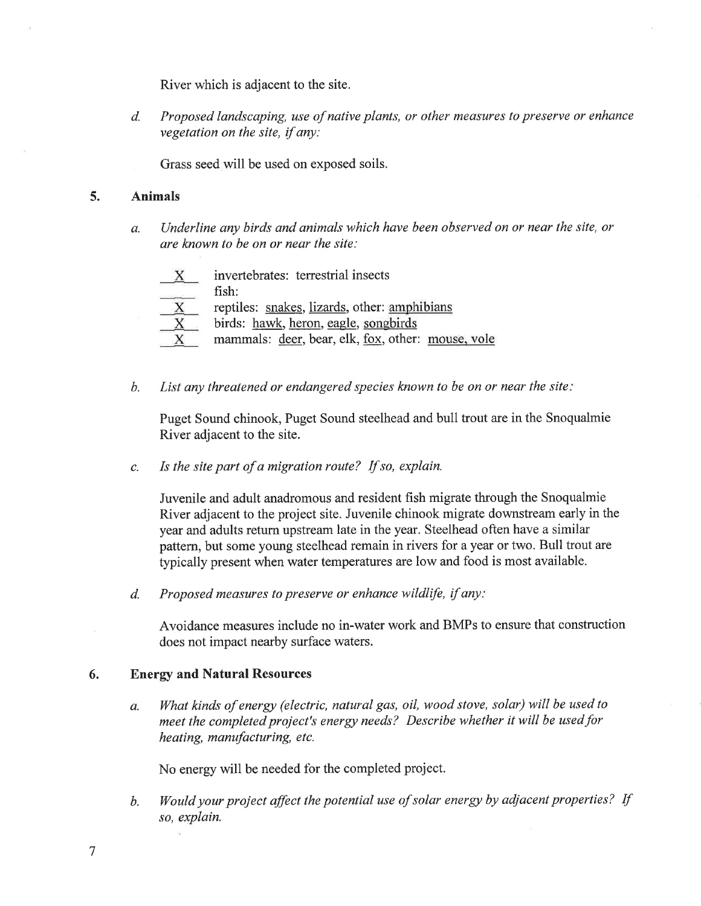River which is adjacent to the site.

d. *Proposed landscaping, use of native plants, or other measures to preserve or enhance vegetation on the site, if any:*

Grass seed will be used on exposed soils.

### 5. Animals

a. *Underline any birds and animals which have been observed on or near the site, or are known to be on or near the site:*

- X invertebrates: terrestrial insects
- ___ fish:
- X reptiles: <u>snakes</u>, <u>lizards</u>, other: <u>amphibians</u>
- X birds: <u>hawk</u>, <u>heron</u>, <u>eagle</u>, <u>songbirds</u>
- X mammals: <u>deer</u>, bear, elk, <u>fox</u>, other: <u>mouse, vole</u>

b. *List any threatened or endangered species known to be on or near the site:*

Puget Sound chinook, Puget Sound steelhead and bull trout are in the Snoqualmie River adjacent to the site.

c. *Is the site part of a migration route? If so, explain.*

Juvenile and adult anadromous and resident fish migrate through the Snoqualmie River adjacent to the project site. Juvenile chinook migrate downstream early in the year and adults return upstream late in the year. Steelhead often have a similar pattern, but some young steelhead remain in rivers for a year or two. Bull trout are typically present when water temperatures are low and food is most available.

d. *Proposed measures to preserve or enhance wildlife, if any:*

Avoidance measures include no in-water work and BMPs to ensure that construction does not impact nearby surface waters.

### 6. Energy and Natural Resources

a. *What kinds of energy (electric, natural gas, oil, wood stove, solar) will be used to meet the completed project's energy needs? Describe whether it will be used for heating, manufacturing, etc.*

No energy will be needed for the completed project.

b. *Would your project affect the potential use of solar energy by adjacent properties? If so, explain.*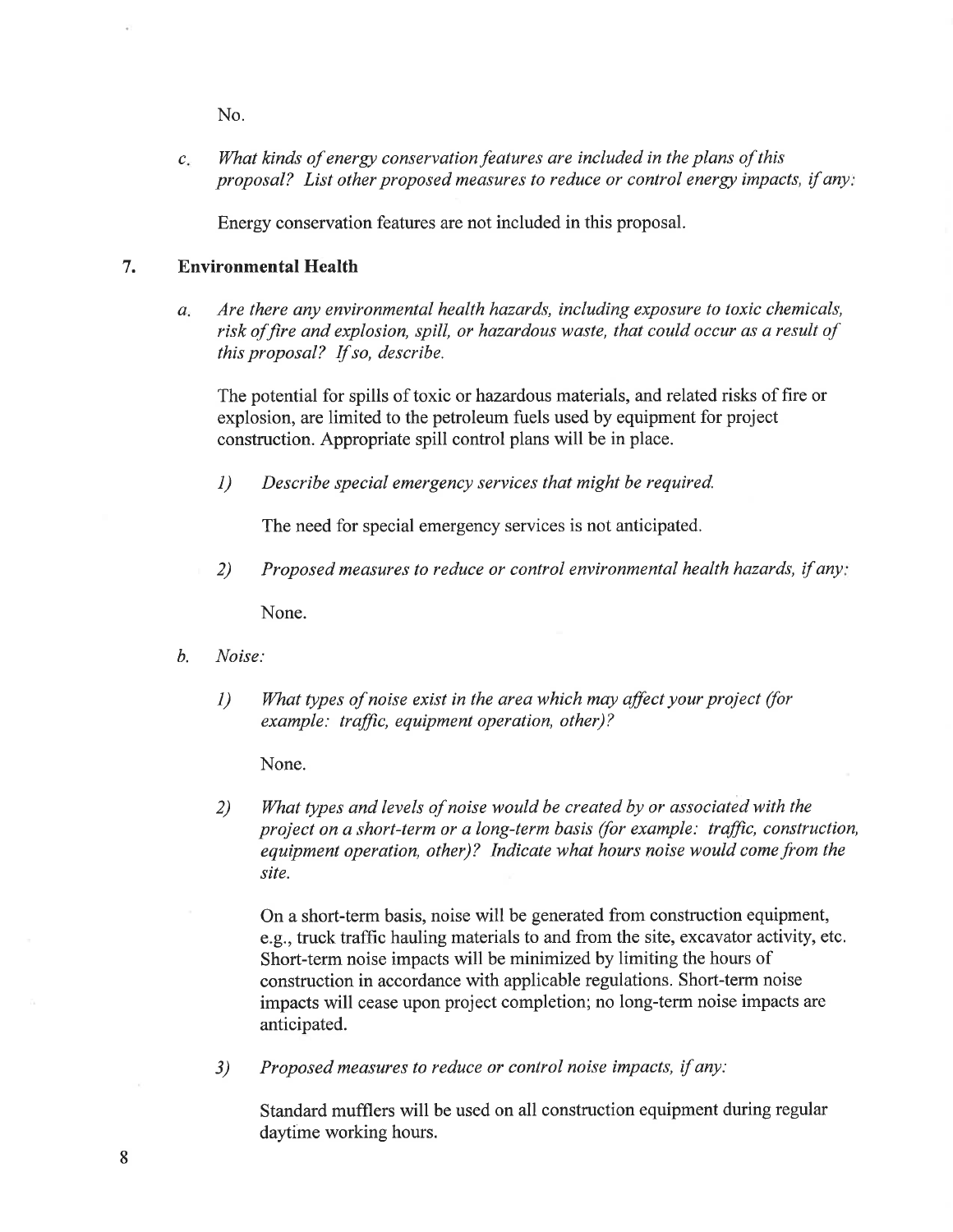No.

c. *What kinds of energy conservation features are included in the plans of this proposal? List other proposed measures to reduce or control energy impacts, if any:*

Energy conservation features are not included in this proposal.

## 7. Environmental Health

a. *Are there any environmental health hazards, including exposure to toxic chemicals, risk of fire and explosion, spill, or hazardous waste, that could occur as a result of this proposal? If so, describe.*

The potential for spills of toxic or hazardous materials, and related risks of fire or explosion, are limited to the petroleum fuels used by equipment for project construction. Appropriate spill control plans will be in place.

1) *Describe special emergency services that might be required.*

The need for special emergency services is not anticipated.

2) *Proposed measures to reduce or control environmental health hazards, if any:*

None.

b. *Noise:*

1) *What types of noise exist in the area which may affect your project (for example: traffic, equipment operation, other)?*

None.

2) *What types and levels of noise would be created by or associated with the project on a short-term or a long-term basis (for example: traffic, construction, equipment operation, other)? Indicate what hours noise would come from the site.*

On a short-term basis, noise will be generated from construction equipment, e.g., truck traffic hauling materials to and from the site, excavator activity, etc. Short-term noise impacts will be minimized by limiting the hours of construction in accordance with applicable regulations. Short-term noise impacts will cease upon project completion; no long-term noise impacts are anticipated.

3) *Proposed measures to reduce or control noise impacts, if any:*

Standard mufflers will be used on all construction equipment during regular daytime working hours.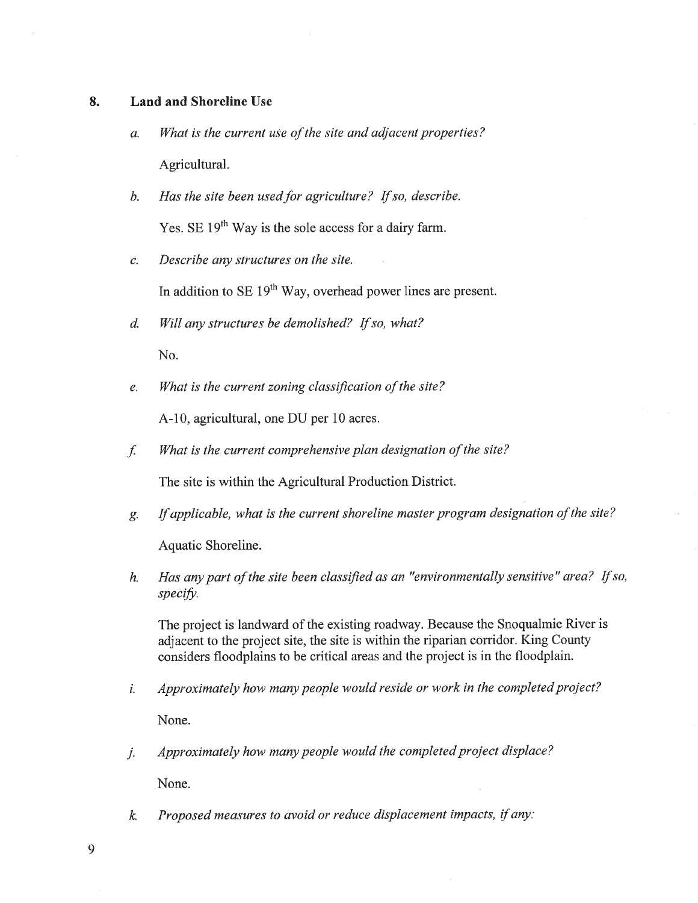## 8. Land and Shoreline Use

a. *What is the current use of the site and adjacent properties?*

   Agricultural.

b. *Has the site been used for agriculture? If so, describe.*

   Yes. SE 19th Way is the sole access for a dairy farm.

c. *Describe any structures on the site.*

   In addition to SE 19th Way, overhead power lines are present.

d. *Will any structures be demolished? If so, what?*

   No.

e. *What is the current zoning classification of the site?*

   A-10, agricultural, one DU per 10 acres.

f. *What is the current comprehensive plan designation of the site?*

   The site is within the Agricultural Production District.

g. *If applicable, what is the current shoreline master program designation of the site?*

   Aquatic Shoreline.

h. *Has any part of the site been classified as an "environmentally sensitive" area? If so, specify.*

   The project is landward of the existing roadway. Because the Snoqualmie River is adjacent to the project site, the site is within the riparian corridor. King County considers floodplains to be critical areas and the project is in the floodplain.

i. *Approximately how many people would reside or work in the completed project?*

   None.

j. *Approximately how many people would the completed project displace?*

   None.

k. *Proposed measures to avoid or reduce displacement impacts, if any:*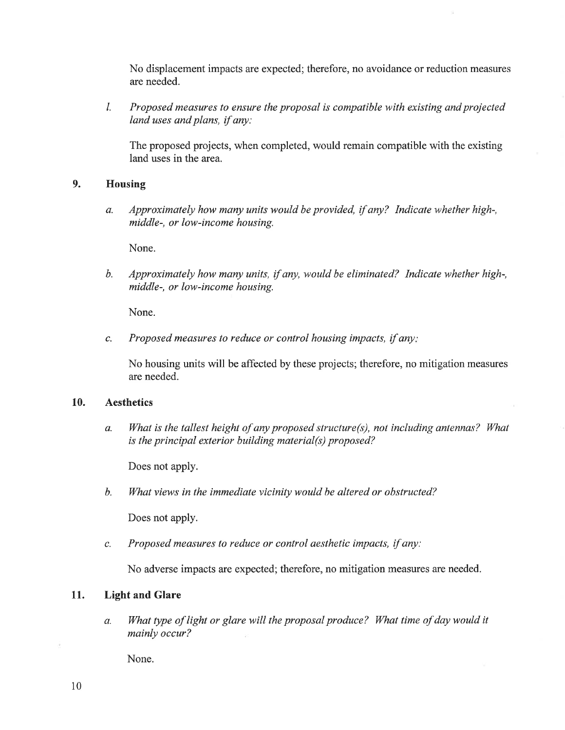No displacement impacts are expected; therefore, no avoidance or reduction measures are needed.

*l. Proposed measures to ensure the proposal is compatible with existing and projected land uses and plans, if any:*

The proposed projects, when completed, would remain compatible with the existing land uses in the area.

### 9. Housing

*a. Approximately how many units would be provided, if any? Indicate whether high-, middle-, or low-income housing.*

None.

*b. Approximately how many units, if any, would be eliminated? Indicate whether high-, middle-, or low-income housing.*

None.

*c. Proposed measures to reduce or control housing impacts, if any:*

No housing units will be affected by these projects; therefore, no mitigation measures are needed.

### 10. Aesthetics

*a. What is the tallest height of any proposed structure(s), not including antennas? What is the principal exterior building material(s) proposed?*

Does not apply.

*b. What views in the immediate vicinity would be altered or obstructed?*

Does not apply.

*c. Proposed measures to reduce or control aesthetic impacts, if any:*

No adverse impacts are expected; therefore, no mitigation measures are needed.

### 11. Light and Glare

*a. What type of light or glare will the proposal produce? What time of day would it mainly occur?*

None.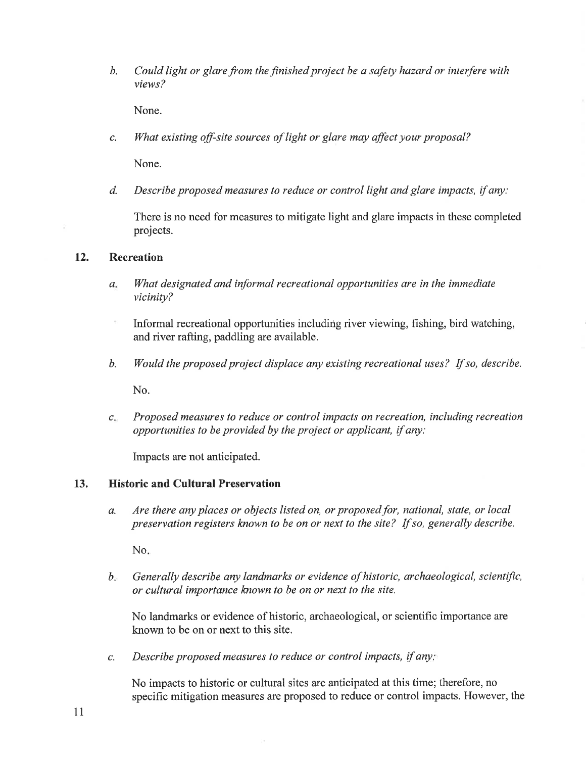b. *Could light or glare from the finished project be a safety hazard or interfere with views?*

   None.

c. *What existing off-site sources of light or glare may affect your proposal?*

   None.

d. *Describe proposed measures to reduce or control light and glare impacts, if any:*

   There is no need for measures to mitigate light and glare impacts in these completed projects.

## 12. Recreation

a. *What designated and informal recreational opportunities are in the immediate vicinity?*

   Informal recreational opportunities including river viewing, fishing, bird watching, and river rafting, paddling are available.

b. *Would the proposed project displace any existing recreational uses? If so, describe.*

   No.

c. *Proposed measures to reduce or control impacts on recreation, including recreation opportunities to be provided by the project or applicant, if any:*

   Impacts are not anticipated.

## 13. Historic and Cultural Preservation

a. *Are there any places or objects listed on, or proposed for, national, state, or local preservation registers known to be on or next to the site? If so, generally describe.*

   No.

b. *Generally describe any landmarks or evidence of historic, archaeological, scientific, or cultural importance known to be on or next to the site.*

   No landmarks or evidence of historic, archaeological, or scientific importance are known to be on or next to this site.

c. *Describe proposed measures to reduce or control impacts, if any:*

   No impacts to historic or cultural sites are anticipated at this time; therefore, no specific mitigation measures are proposed to reduce or control impacts. However, the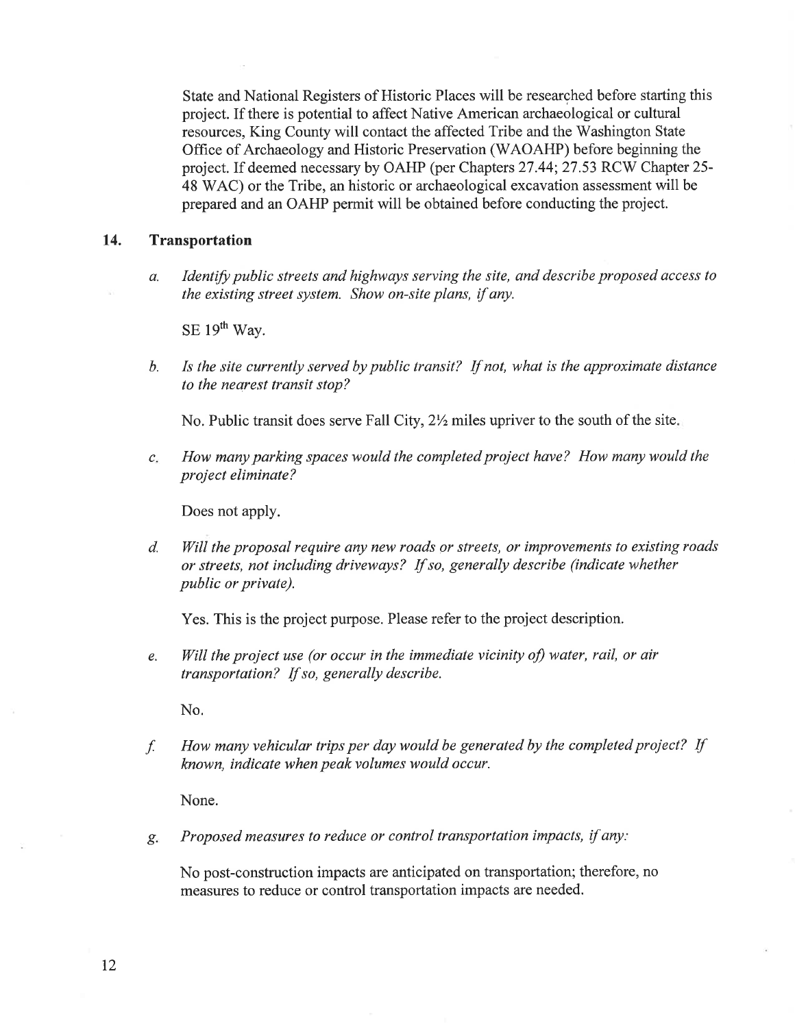State and National Registers of Historic Places will be researched before starting this project. If there is potential to affect Native American archaeological or cultural resources, King County will contact the affected Tribe and the Washington State Office of Archaeology and Historic Preservation (WAOAHP) before beginning the project. If deemed necessary by OAHP (per Chapters 27.44; 27.53 RCW Chapter 25-48 WAC) or the Tribe, an historic or archaeological excavation assessment will be prepared and an OAHP permit will be obtained before conducting the project.

## 14. Transportation

a. *Identify public streets and highways serving the site, and describe proposed access to the existing street system. Show on-site plans, if any.*

SE 19th Way.

b. *Is the site currently served by public transit? If not, what is the approximate distance to the nearest transit stop?*

No. Public transit does serve Fall City, 2½ miles upriver to the south of the site.

c. *How many parking spaces would the completed project have? How many would the project eliminate?*

Does not apply.

d. *Will the proposal require any new roads or streets, or improvements to existing roads or streets, not including driveways? If so, generally describe (indicate whether public or private).*

Yes. This is the project purpose. Please refer to the project description.

e. *Will the project use (or occur in the immediate vicinity of) water, rail, or air transportation? If so, generally describe.*

No.

f. *How many vehicular trips per day would be generated by the completed project? If known, indicate when peak volumes would occur.*

None.

g. *Proposed measures to reduce or control transportation impacts, if any:*

No post-construction impacts are anticipated on transportation; therefore, no measures to reduce or control transportation impacts are needed.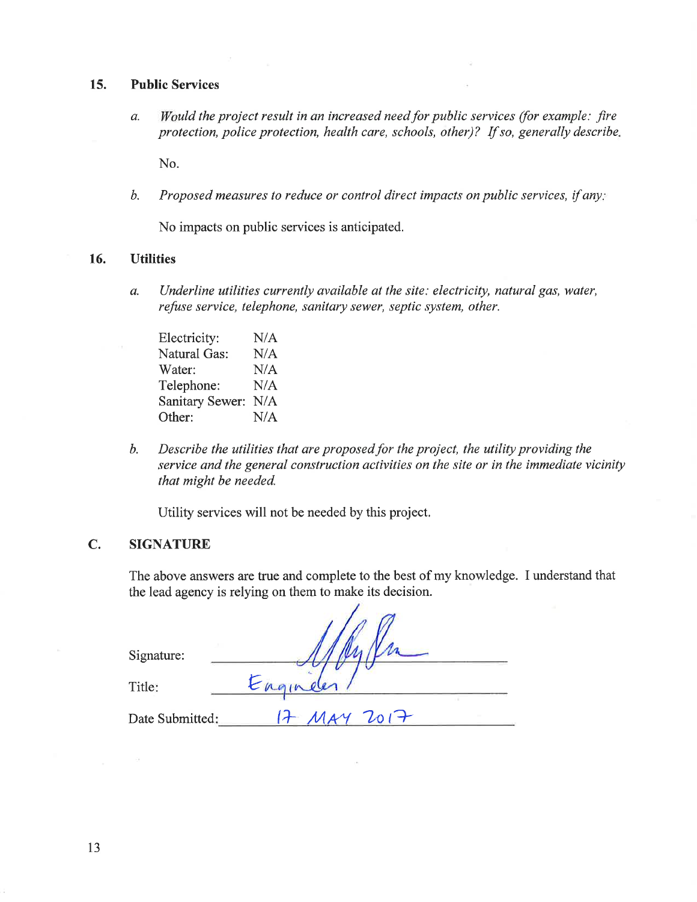## 15. Public Services

a. *Would the project result in an increased need for public services (for example: fire protection, police protection, health care, schools, other)? If so, generally describe.*

No.

b. *Proposed measures to reduce or control direct impacts on public services, if any:*

No impacts on public services is anticipated.

## 16. Utilities

a. *Underline utilities currently available at the site: electricity, natural gas, water, refuse service, telephone, sanitary sewer, septic system, other.*

| | |
|---|---|
| Electricity: | N/A |
| Natural Gas: | N/A |
| Water: | N/A |
| Telephone: | N/A |
| Sanitary Sewer: | N/A |
| Other: | N/A |

b. *Describe the utilities that are proposed for the project, the utility providing the service and the general construction activities on the site or in the immediate vicinity that might be needed.*

Utility services will not be needed by this project.

## C. SIGNATURE

The above answers are true and complete to the best of my knowledge. I understand that the lead agency is relying on them to make its decision.

Signature: [signature]

Title: Engineer

Date Submitted: 17 MAY 2017